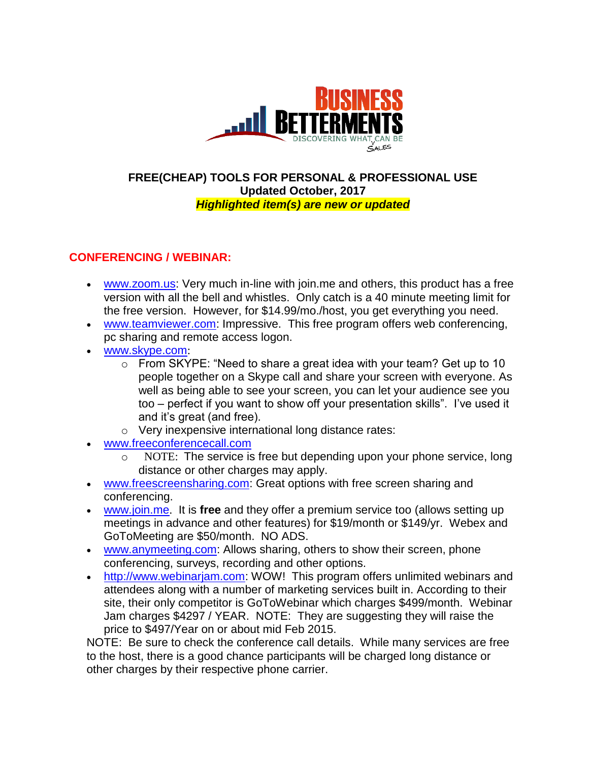# FREE(CHEAP) TOOLS FOR PERSONAL & PROFESSIONAL USE

**Updated October, 2017**

***Highlighted item(s) are new or updated***

## CONFERENCING / WEBINAR:

- www.zoom.us: Very much in-line with join.me and others, this product has a free version with all the bell and whistles. Only catch is a 40 minute meeting limit for the free version. However, for $14.99/mo./host, you get everything you need.
- www.teamviewer.com: Impressive. This free program offers web conferencing, pc sharing and remote access logon.
- www.skype.com:
  - From SKYPE: "Need to share a great idea with your team? Get up to 10 people together on a Skype call and share your screen with everyone. As well as being able to see your screen, you can let your audience see you too – perfect if you want to show off your presentation skills". I've used it and it's great (and free).
  - Very inexpensive international long distance rates:
- www.freeconferencecall.com
  - NOTE: The service is free but depending upon your phone service, long distance or other charges may apply.
- www.freescreensharing.com: Great options with free screen sharing and conferencing.
- www.join.me. It is **free** and they offer a premium service too (allows setting up meetings in advance and other features) for $19/month or $149/yr. Webex and GoToMeeting are $50/month. NO ADS.
- www.anymeeting.com: Allows sharing, others to show their screen, phone conferencing, surveys, recording and other options.
- http://www.webinarjam.com: WOW! This program offers unlimited webinars and attendees along with a number of marketing services built in. According to their site, their only competitor is GoToWebinar which charges $499/month. Webinar Jam charges $4297 / YEAR. NOTE: They are suggesting they will raise the price to $497/Year on or about mid Feb 2015.

NOTE: Be sure to check the conference call details. While many services are free to the host, there is a good chance participants will be charged long distance or other charges by their respective phone carrier.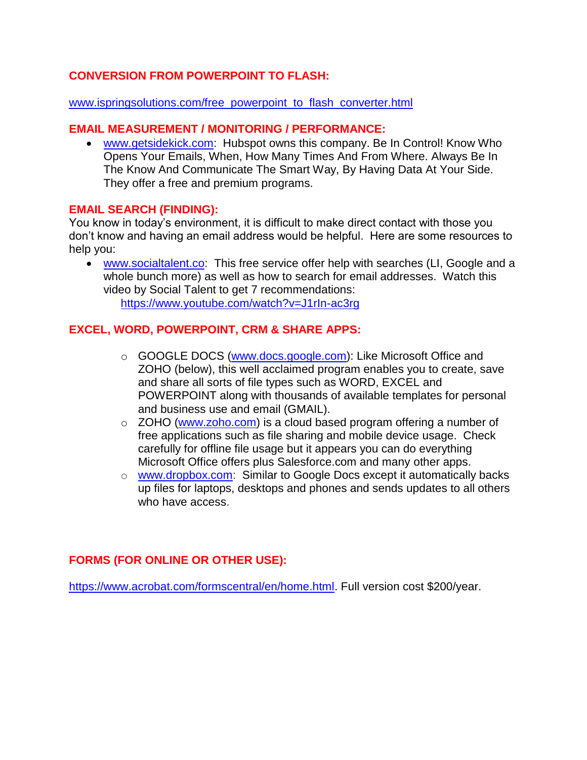## CONVERSION FROM POWERPOINT TO FLASH:

www.ispringsolutions.com/free_powerpoint_to_flash_converter.html

## EMAIL MEASUREMENT / MONITORING / PERFORMANCE:

- www.getsidekick.com: Hubspot owns this company. Be In Control! Know Who Opens Your Emails, When, How Many Times And From Where. Always Be In The Know And Communicate The Smart Way, By Having Data At Your Side. They offer a free and premium programs.

## EMAIL SEARCH (FINDING):

You know in today's environment, it is difficult to make direct contact with those you don't know and having an email address would be helpful. Here are some resources to help you:

- www.socialtalent.co: This free service offer help with searches (LI, Google and a whole bunch more) as well as how to search for email addresses. Watch this video by Social Talent to get 7 recommendations:
  https://www.youtube.com/watch?v=J1rIn-ac3rg

## EXCEL, WORD, POWERPOINT, CRM & SHARE APPS:

- GOOGLE DOCS (www.docs.google.com): Like Microsoft Office and ZOHO (below), this well acclaimed program enables you to create, save and share all sorts of file types such as WORD, EXCEL and POWERPOINT along with thousands of available templates for personal and business use and email (GMAIL).
- ZOHO (www.zoho.com) is a cloud based program offering a number of free applications such as file sharing and mobile device usage. Check carefully for offline file usage but it appears you can do everything Microsoft Office offers plus Salesforce.com and many other apps.
- www.dropbox.com: Similar to Google Docs except it automatically backs up files for laptops, desktops and phones and sends updates to all others who have access.

## FORMS (FOR ONLINE OR OTHER USE):

https://www.acrobat.com/formscentral/en/home.html. Full version cost $200/year.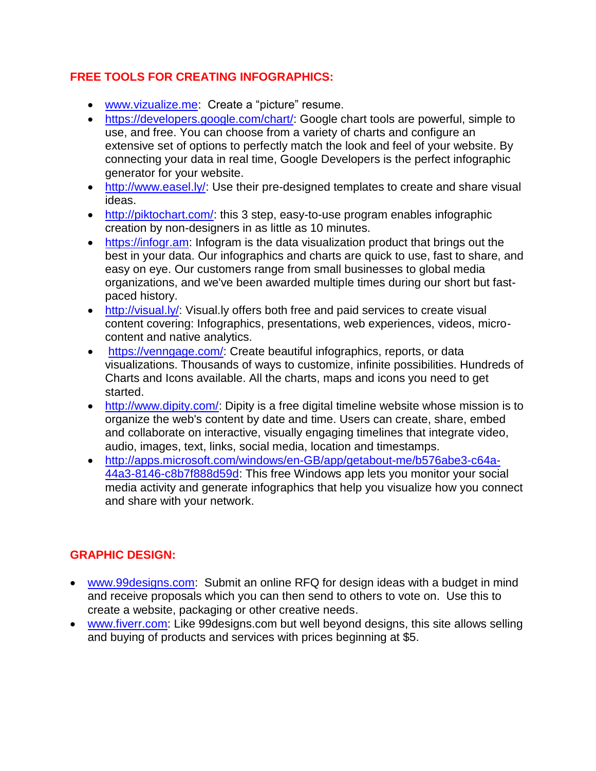## FREE TOOLS FOR CREATING INFOGRAPHICS:

- www.vizualize.me: Create a "picture" resume.
- https://developers.google.com/chart/: Google chart tools are powerful, simple to use, and free. You can choose from a variety of charts and configure an extensive set of options to perfectly match the look and feel of your website. By connecting your data in real time, Google Developers is the perfect infographic generator for your website.
- http://www.easel.ly/: Use their pre-designed templates to create and share visual ideas.
- http://piktochart.com/: this 3 step, easy-to-use program enables infographic creation by non-designers in as little as 10 minutes.
- https://infogr.am: Infogram is the data visualization product that brings out the best in your data. Our infographics and charts are quick to use, fast to share, and easy on eye. Our customers range from small businesses to global media organizations, and we've been awarded multiple times during our short but fast-paced history.
- http://visual.ly/: Visual.ly offers both free and paid services to create visual content covering: Infographics, presentations, web experiences, videos, micro-content and native analytics.
- https://venngage.com/: Create beautiful infographics, reports, or data visualizations. Thousands of ways to customize, infinite possibilities. Hundreds of Charts and Icons available. All the charts, maps and icons you need to get started.
- http://www.dipity.com/: Dipity is a free digital timeline website whose mission is to organize the web's content by date and time. Users can create, share, embed and collaborate on interactive, visually engaging timelines that integrate video, audio, images, text, links, social media, location and timestamps.
- http://apps.microsoft.com/windows/en-GB/app/getabout-me/b576abe3-c64a-44a3-8146-c8b7f888d59d: This free Windows app lets you monitor your social media activity and generate infographics that help you visualize how you connect and share with your network.

## GRAPHIC DESIGN:

- www.99designs.com: Submit an online RFQ for design ideas with a budget in mind and receive proposals which you can then send to others to vote on. Use this to create a website, packaging or other creative needs.
- www.fiverr.com: Like 99designs.com but well beyond designs, this site allows selling and buying of products and services with prices beginning at $5.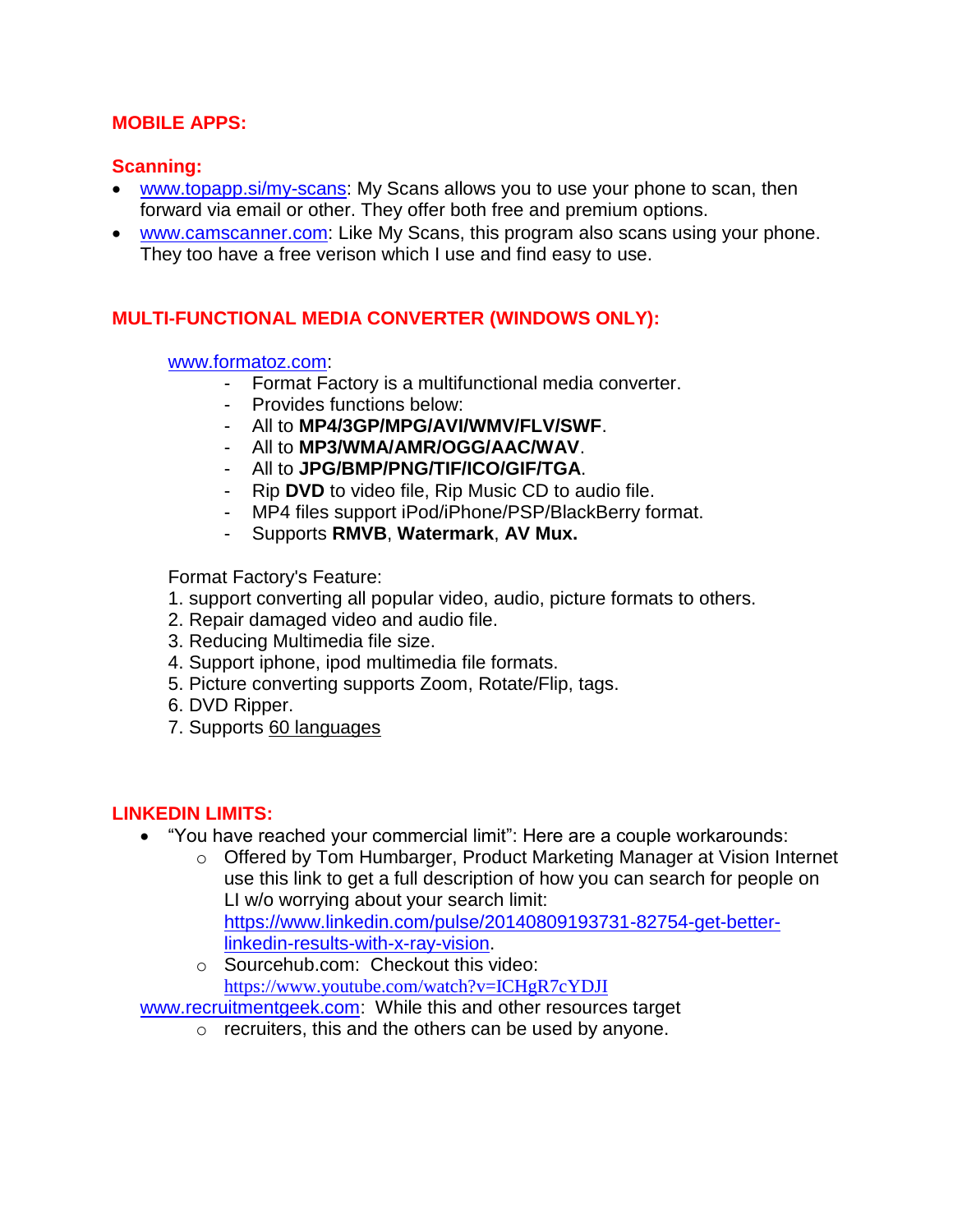## MOBILE APPS:

### Scanning:

- www.topapp.si/my-scans: My Scans allows you to use your phone to scan, then forward via email or other. They offer both free and premium options.
- www.camscanner.com: Like My Scans, this program also scans using your phone. They too have a free verison which I use and find easy to use.

## MULTI-FUNCTIONAL MEDIA CONVERTER (WINDOWS ONLY):

www.formatoz.com:

- Format Factory is a multifunctional media converter.
- Provides functions below:
- All to **MP4/3GP/MPG/AVI/WMV/FLV/SWF**.
- All to **MP3/WMA/AMR/OGG/AAC/WAV**.
- All to **JPG/BMP/PNG/TIF/ICO/GIF/TGA**.
- Rip **DVD** to video file, Rip Music CD to audio file.
- MP4 files support iPod/iPhone/PSP/BlackBerry format.
- Supports **RMVB**, **Watermark**, **AV Mux.**

Format Factory's Feature:

1. support converting all popular video, audio, picture formats to others.
2. Repair damaged video and audio file.
3. Reducing Multimedia file size.
4. Support iphone, ipod multimedia file formats.
5. Picture converting supports Zoom, Rotate/Flip, tags.
6. DVD Ripper.
7. Supports 60 languages

## LINKEDIN LIMITS:

- "You have reached your commercial limit": Here are a couple workarounds:
  - Offered by Tom Humbarger, Product Marketing Manager at Vision Internet use this link to get a full description of how you can search for people on LI w/o worrying about your search limit: https://www.linkedin.com/pulse/20140809193731-82754-get-better-linkedin-results-with-x-ray-vision.
  - Sourcehub.com: Checkout this video: https://www.youtube.com/watch?v=ICHgR7cYDJI

www.recruitmentgeek.com: While this and other resources target

  - recruiters, this and the others can be used by anyone.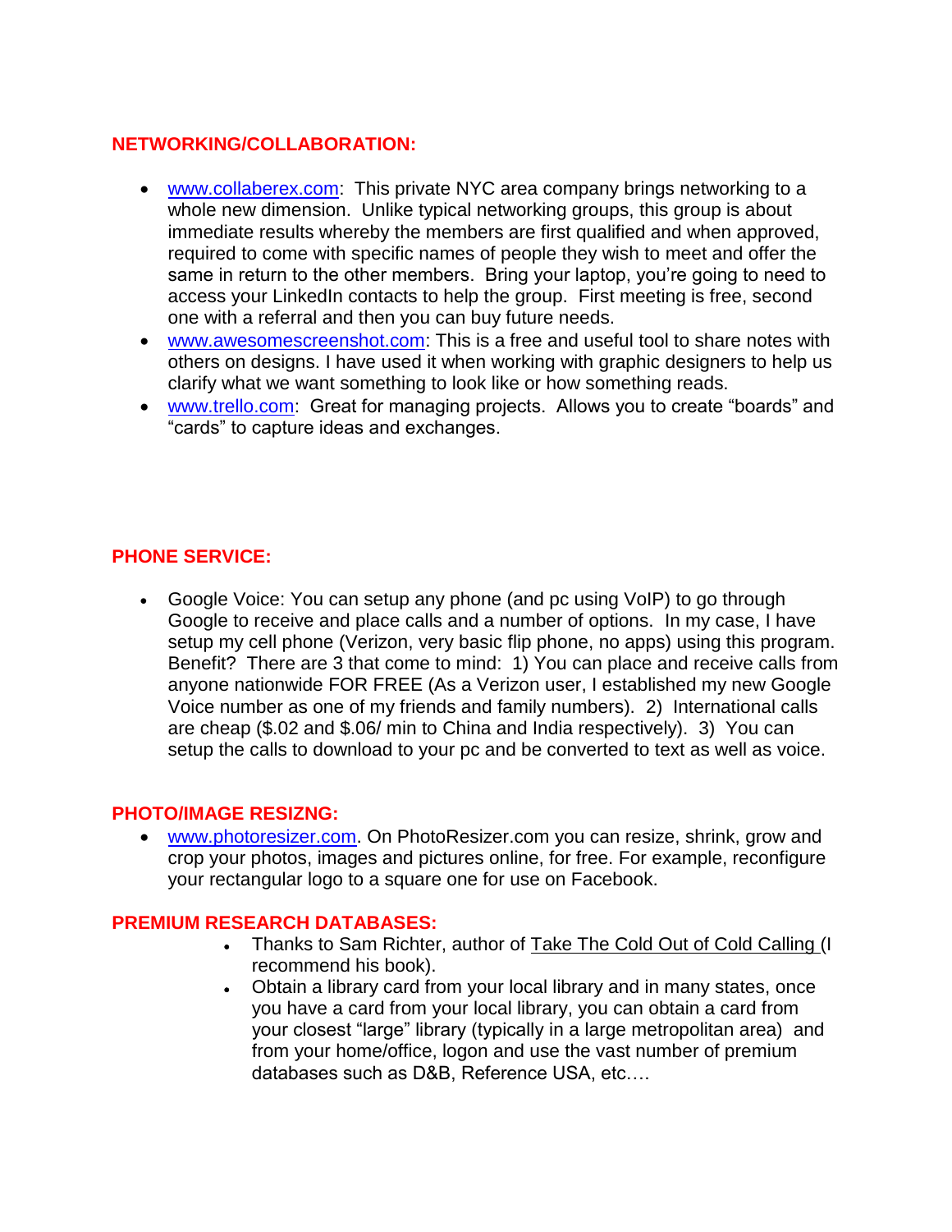## NETWORKING/COLLABORATION:

- www.collaberex.com: This private NYC area company brings networking to a whole new dimension. Unlike typical networking groups, this group is about immediate results whereby the members are first qualified and when approved, required to come with specific names of people they wish to meet and offer the same in return to the other members. Bring your laptop, you're going to need to access your LinkedIn contacts to help the group. First meeting is free, second one with a referral and then you can buy future needs.
- www.awesomescreenshot.com: This is a free and useful tool to share notes with others on designs. I have used it when working with graphic designers to help us clarify what we want something to look like or how something reads.
- www.trello.com: Great for managing projects. Allows you to create "boards" and "cards" to capture ideas and exchanges.

## PHONE SERVICE:

- Google Voice: You can setup any phone (and pc using VoIP) to go through Google to receive and place calls and a number of options. In my case, I have setup my cell phone (Verizon, very basic flip phone, no apps) using this program. Benefit? There are 3 that come to mind: 1) You can place and receive calls from anyone nationwide FOR FREE (As a Verizon user, I established my new Google Voice number as one of my friends and family numbers). 2) International calls are cheap ($.02 and $.06/ min to China and India respectively). 3) You can setup the calls to download to your pc and be converted to text as well as voice.

## PHOTO/IMAGE RESIZNG:

- www.photoresizer.com. On PhotoResizer.com you can resize, shrink, grow and crop your photos, images and pictures online, for free. For example, reconfigure your rectangular logo to a square one for use on Facebook.

## PREMIUM RESEARCH DATABASES:

- Thanks to Sam Richter, author of Take The Cold Out of Cold Calling (I recommend his book).
- Obtain a library card from your local library and in many states, once you have a card from your local library, you can obtain a card from your closest "large" library (typically in a large metropolitan area) and from your home/office, logon and use the vast number of premium databases such as D&B, Reference USA, etc.…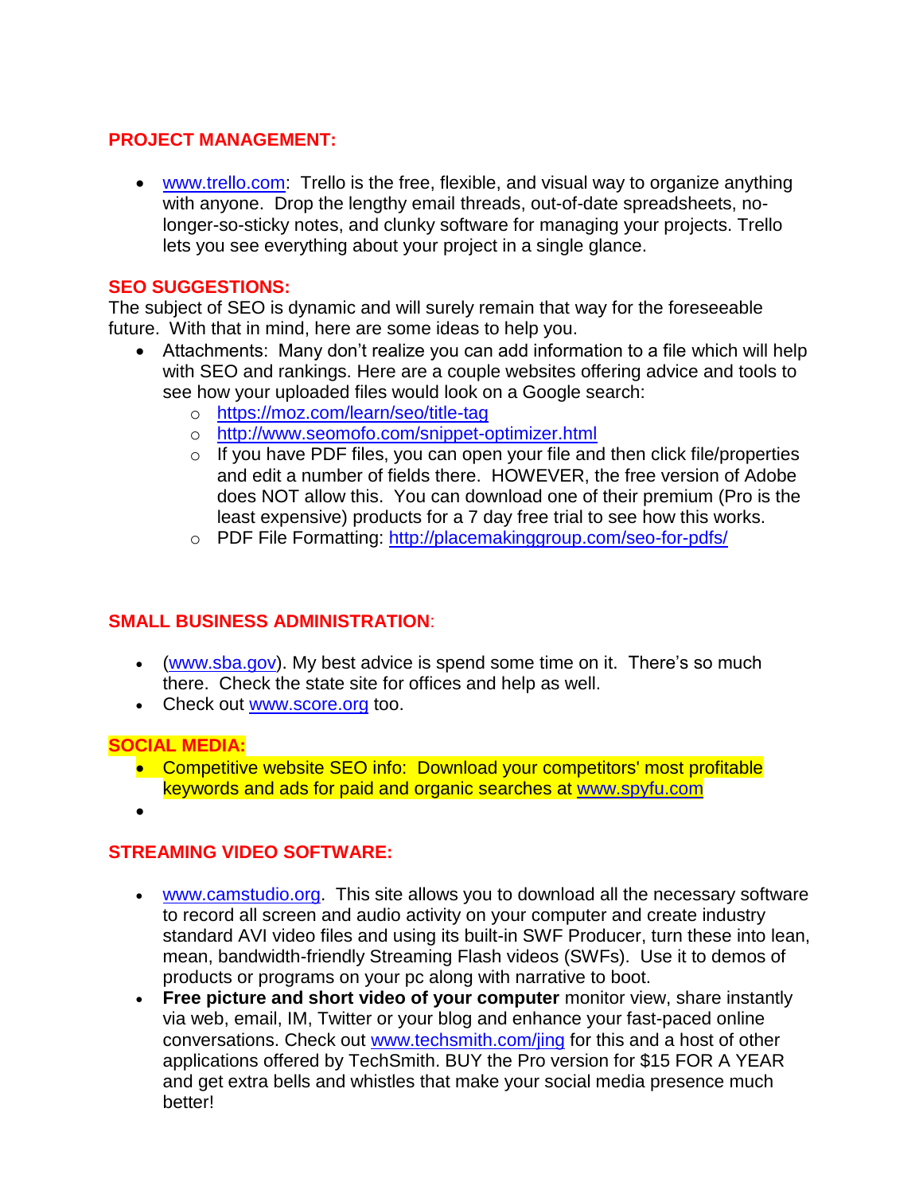## PROJECT MANAGEMENT:

- www.trello.com: Trello is the free, flexible, and visual way to organize anything with anyone. Drop the lengthy email threads, out-of-date spreadsheets, no-longer-so-sticky notes, and clunky software for managing your projects. Trello lets you see everything about your project in a single glance.

## SEO SUGGESTIONS:

The subject of SEO is dynamic and will surely remain that way for the foreseeable future. With that in mind, here are some ideas to help you.

- Attachments: Many don't realize you can add information to a file which will help with SEO and rankings. Here are a couple websites offering advice and tools to see how your uploaded files would look on a Google search:
  - https://moz.com/learn/seo/title-tag
  - http://www.seomofo.com/snippet-optimizer.html
  - If you have PDF files, you can open your file and then click file/properties and edit a number of fields there. HOWEVER, the free version of Adobe does NOT allow this. You can download one of their premium (Pro is the least expensive) products for a 7 day free trial to see how this works.
  - PDF File Formatting: http://placemakinggroup.com/seo-for-pdfs/

## SMALL BUSINESS ADMINISTRATION:

- (www.sba.gov). My best advice is spend some time on it. There's so much there. Check the state site for offices and help as well.
- Check out www.score.org too.

## SOCIAL MEDIA:

- Competitive website SEO info: Download your competitors' most profitable keywords and ads for paid and organic searches at www.spyfu.com

## STREAMING VIDEO SOFTWARE:

- www.camstudio.org. This site allows you to download all the necessary software to record all screen and audio activity on your computer and create industry standard AVI video files and using its built-in SWF Producer, turn these into lean, mean, bandwidth-friendly Streaming Flash videos (SWFs). Use it to demos of products or programs on your pc along with narrative to boot.
- **Free picture and short video of your computer** monitor view, share instantly via web, email, IM, Twitter or your blog and enhance your fast-paced online conversations. Check out www.techsmith.com/jing for this and a host of other applications offered by TechSmith. BUY the Pro version for $15 FOR A YEAR and get extra bells and whistles that make your social media presence much better!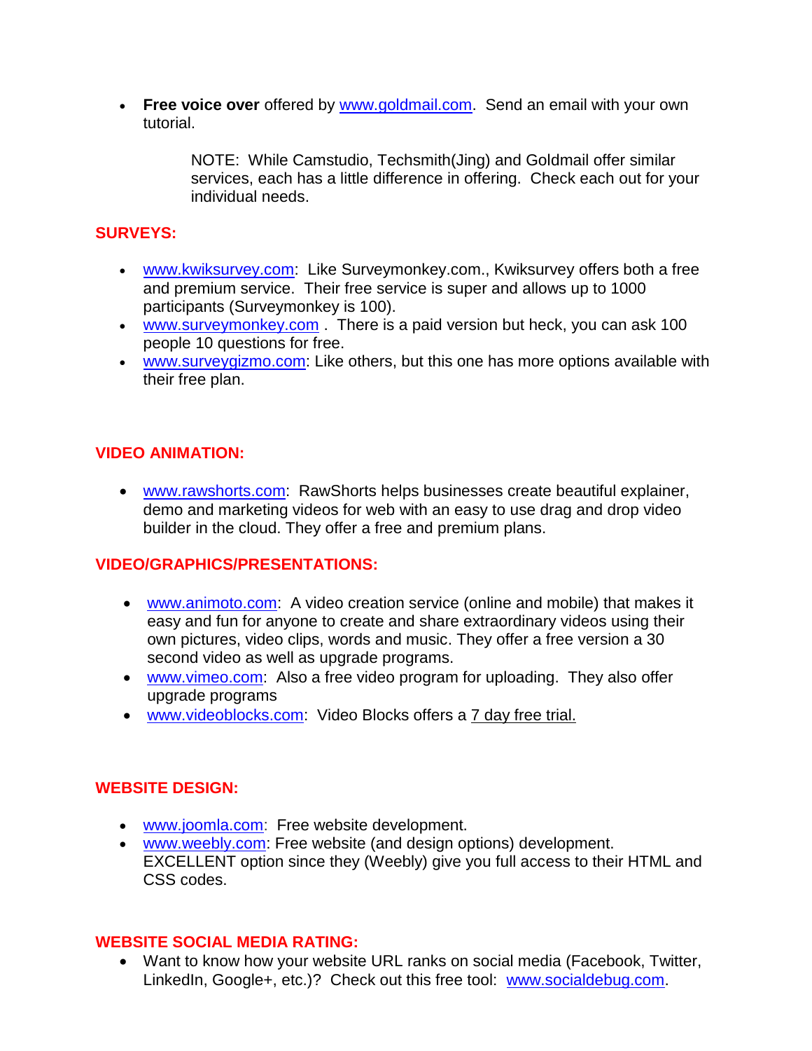- **Free voice over** offered by www.goldmail.com.  Send an email with your own tutorial.

  NOTE:  While Camstudio, Techsmith(Jing) and Goldmail offer similar services, each has a little difference in offering.  Check each out for your individual needs.

## SURVEYS:

- www.kwiksurvey.com:  Like Surveymonkey.com., Kwiksurvey offers both a free and premium service.  Their free service is super and allows up to 1000 participants (Surveymonkey is 100).
- www.surveymonkey.com .  There is a paid version but heck, you can ask 100 people 10 questions for free.
- www.surveygizmo.com: Like others, but this one has more options available with their free plan.

## VIDEO ANIMATION:

- www.rawshorts.com:  RawShorts helps businesses create beautiful explainer, demo and marketing videos for web with an easy to use drag and drop video builder in the cloud. They offer a free and premium plans.

## VIDEO/GRAPHICS/PRESENTATIONS:

- www.animoto.com:  A video creation service (online and mobile) that makes it easy and fun for anyone to create and share extraordinary videos using their own pictures, video clips, words and music. They offer a free version a 30 second video as well as upgrade programs.
- www.vimeo.com:  Also a free video program for uploading.  They also offer upgrade programs
- www.videoblocks.com:  Video Blocks offers a 7 day free trial.

## WEBSITE DESIGN:

- www.joomla.com:  Free website development.
- www.weebly.com: Free website (and design options) development. EXCELLENT option since they (Weebly) give you full access to their HTML and CSS codes.

## WEBSITE SOCIAL MEDIA RATING:

- Want to know how your website URL ranks on social media (Facebook, Twitter, LinkedIn, Google+, etc.)?  Check out this free tool:  www.socialdebug.com.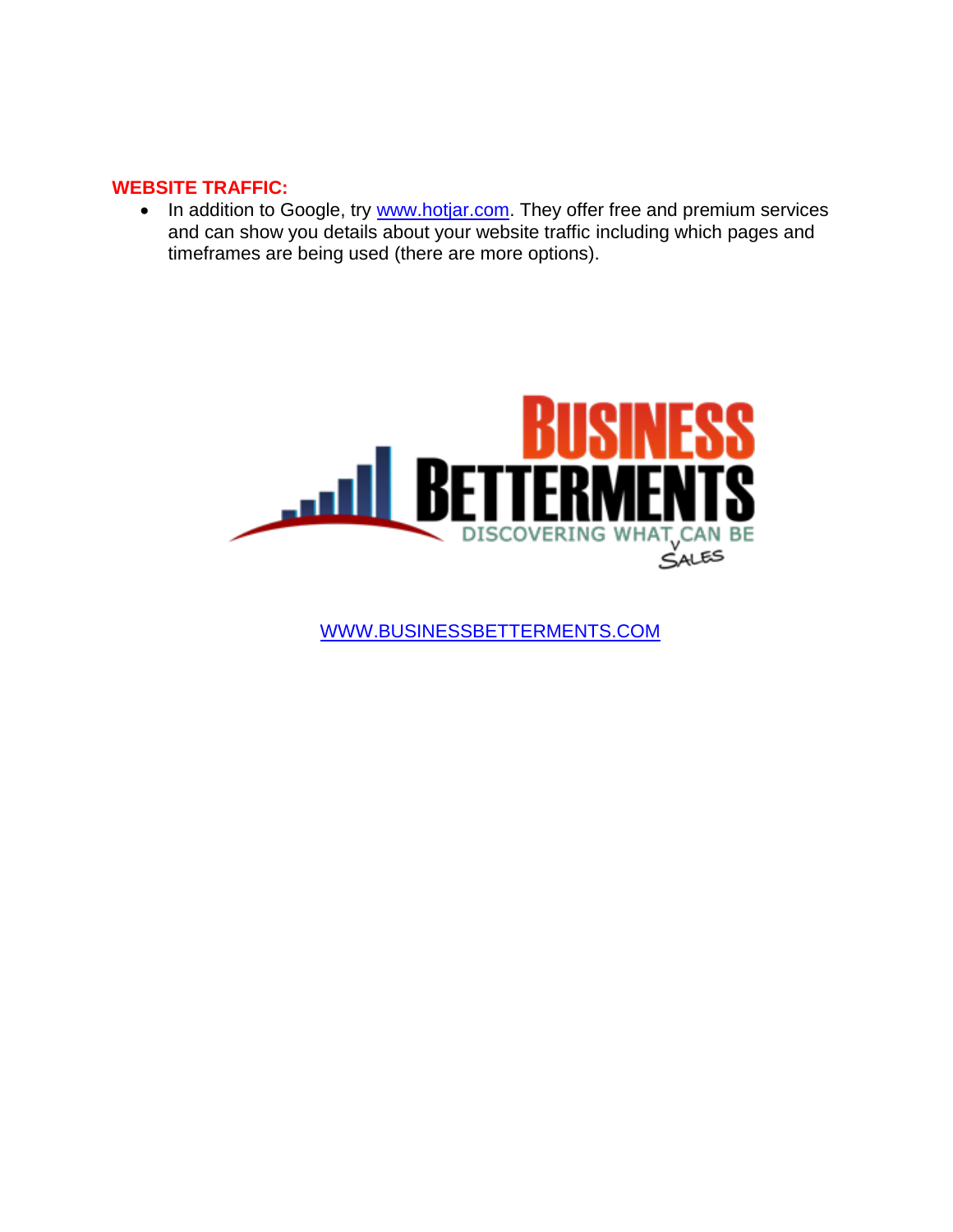**WEBSITE TRAFFIC:**

- In addition to Google, try www.hotjar.com. They offer free and premium services and can show you details about your website traffic including which pages and timeframes are being used (there are more options).

BUSINESS BETTERMENTS
DISCOVERING WHAT CAN BE
SALES

WWW.BUSINESSBETTERMENTS.COM